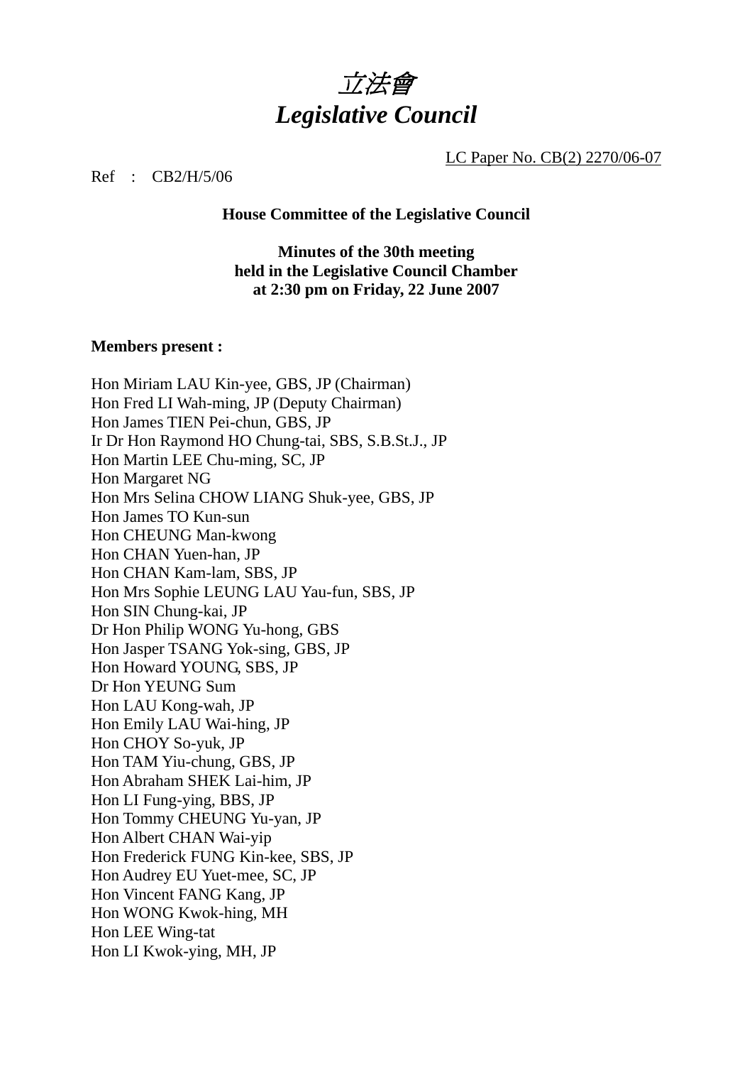# *立法會*
# *Legislative Council*

LC Paper No. CB(2) 2270/06-07

Ref : CB2/H/5/06

**House Committee of the Legislative Council**

**Minutes of the 30th meeting**
**held in the Legislative Council Chamber**
**at 2:30 pm on Friday, 22 June 2007**

**Members present :**

Hon Miriam LAU Kin-yee, GBS, JP (Chairman)
Hon Fred LI Wah-ming, JP (Deputy Chairman)
Hon James TIEN Pei-chun, GBS, JP
Ir Dr Hon Raymond HO Chung-tai, SBS, S.B.St.J., JP
Hon Martin LEE Chu-ming, SC, JP
Hon Margaret NG
Hon Mrs Selina CHOW LIANG Shuk-yee, GBS, JP
Hon James TO Kun-sun
Hon CHEUNG Man-kwong
Hon CHAN Yuen-han, JP
Hon CHAN Kam-lam, SBS, JP
Hon Mrs Sophie LEUNG LAU Yau-fun, SBS, JP
Hon SIN Chung-kai, JP
Dr Hon Philip WONG Yu-hong, GBS
Hon Jasper TSANG Yok-sing, GBS, JP
Hon Howard YOUNG, SBS, JP
Dr Hon YEUNG Sum
Hon LAU Kong-wah, JP
Hon Emily LAU Wai-hing, JP
Hon CHOY So-yuk, JP
Hon TAM Yiu-chung, GBS, JP
Hon Abraham SHEK Lai-him, JP
Hon LI Fung-ying, BBS, JP
Hon Tommy CHEUNG Yu-yan, JP
Hon Albert CHAN Wai-yip
Hon Frederick FUNG Kin-kee, SBS, JP
Hon Audrey EU Yuet-mee, SC, JP
Hon Vincent FANG Kang, JP
Hon WONG Kwok-hing, MH
Hon LEE Wing-tat
Hon LI Kwok-ying, MH, JP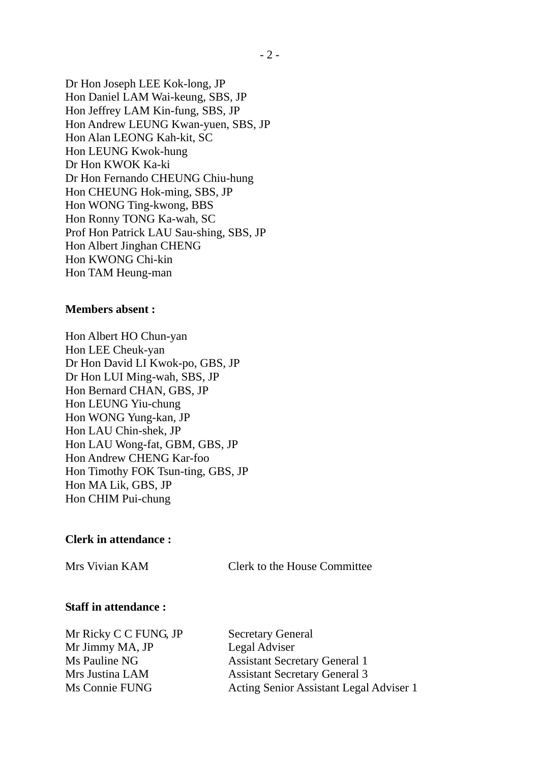Dr Hon Joseph LEE Kok-long, JP
Hon Daniel LAM Wai-keung, SBS, JP
Hon Jeffrey LAM Kin-fung, SBS, JP
Hon Andrew LEUNG Kwan-yuen, SBS, JP
Hon Alan LEONG Kah-kit, SC
Hon LEUNG Kwok-hung
Dr Hon KWOK Ka-ki
Dr Hon Fernando CHEUNG Chiu-hung
Hon CHEUNG Hok-ming, SBS, JP
Hon WONG Ting-kwong, BBS
Hon Ronny TONG Ka-wah, SC
Prof Hon Patrick LAU Sau-shing, SBS, JP
Hon Albert Jinghan CHENG
Hon KWONG Chi-kin
Hon TAM Heung-man

**Members absent :**

Hon Albert HO Chun-yan
Hon LEE Cheuk-yan
Dr Hon David LI Kwok-po, GBS, JP
Dr Hon LUI Ming-wah, SBS, JP
Hon Bernard CHAN, GBS, JP
Hon LEUNG Yiu-chung
Hon WONG Yung-kan, JP
Hon LAU Chin-shek, JP
Hon LAU Wong-fat, GBM, GBS, JP
Hon Andrew CHENG Kar-foo
Hon Timothy FOK Tsun-ting, GBS, JP
Hon MA Lik, GBS, JP
Hon CHIM Pui-chung

**Clerk in attendance :**

| | |
|---|---|
| Mrs Vivian KAM | Clerk to the House Committee |

**Staff in attendance :**

| | |
|---|---|
| Mr Ricky C C FUNG, JP | Secretary General |
| Mr Jimmy MA, JP | Legal Adviser |
| Ms Pauline NG | Assistant Secretary General 1 |
| Mrs Justina LAM | Assistant Secretary General 3 |
| Ms Connie FUNG | Acting Senior Assistant Legal Adviser 1 |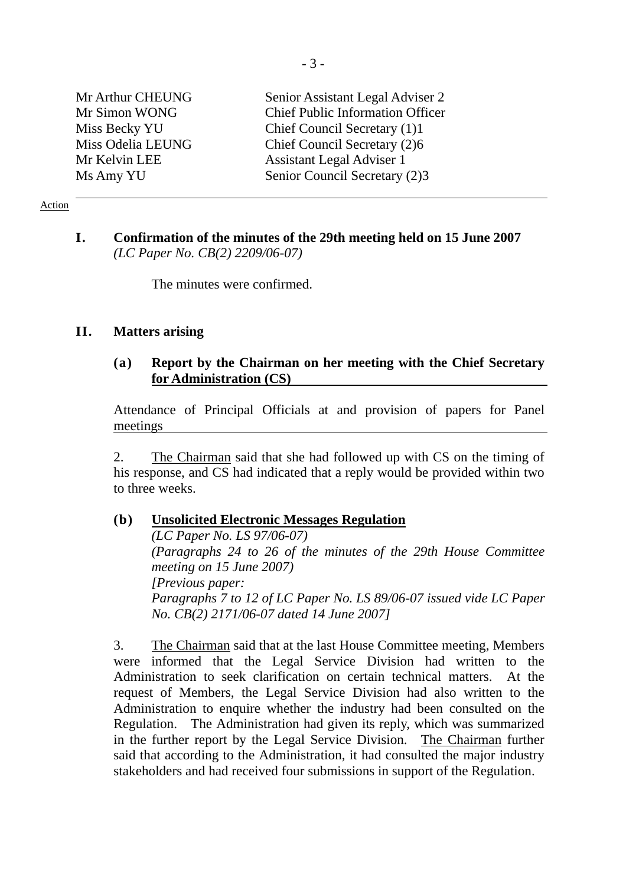| | |
|---|---|
| Mr Arthur CHEUNG | Senior Assistant Legal Adviser 2 |
| Mr Simon WONG | Chief Public Information Officer |
| Miss Becky YU | Chief Council Secretary (1)1 |
| Miss Odelia LEUNG | Chief Council Secretary (2)6 |
| Mr Kelvin LEE | Assistant Legal Adviser 1 |
| Ms Amy YU | Senior Council Secretary (2)3 |

Action

## I. Confirmation of the minutes of the 29th meeting held on 15 June 2007

*(LC Paper No. CB(2) 2209/06-07)*

The minutes were confirmed.

## II. Matters arising

### (a) Report by the Chairman on her meeting with the Chief Secretary for Administration (CS)

Attendance of Principal Officials at and provision of papers for Panel meetings

2. The Chairman said that she had followed up with CS on the timing of his response, and CS had indicated that a reply would be provided within two to three weeks.

### (b) Unsolicited Electronic Messages Regulation

*(LC Paper No. LS 97/06-07)*
*(Paragraphs 24 to 26 of the minutes of the 29th House Committee meeting on 15 June 2007)*
*[Previous paper:*
*Paragraphs 7 to 12 of LC Paper No. LS 89/06-07 issued vide LC Paper No. CB(2) 2171/06-07 dated 14 June 2007]*

3. The Chairman said that at the last House Committee meeting, Members were informed that the Legal Service Division had written to the Administration to seek clarification on certain technical matters. At the request of Members, the Legal Service Division had also written to the Administration to enquire whether the industry had been consulted on the Regulation. The Administration had given its reply, which was summarized in the further report by the Legal Service Division. The Chairman further said that according to the Administration, it had consulted the major industry stakeholders and had received four submissions in support of the Regulation.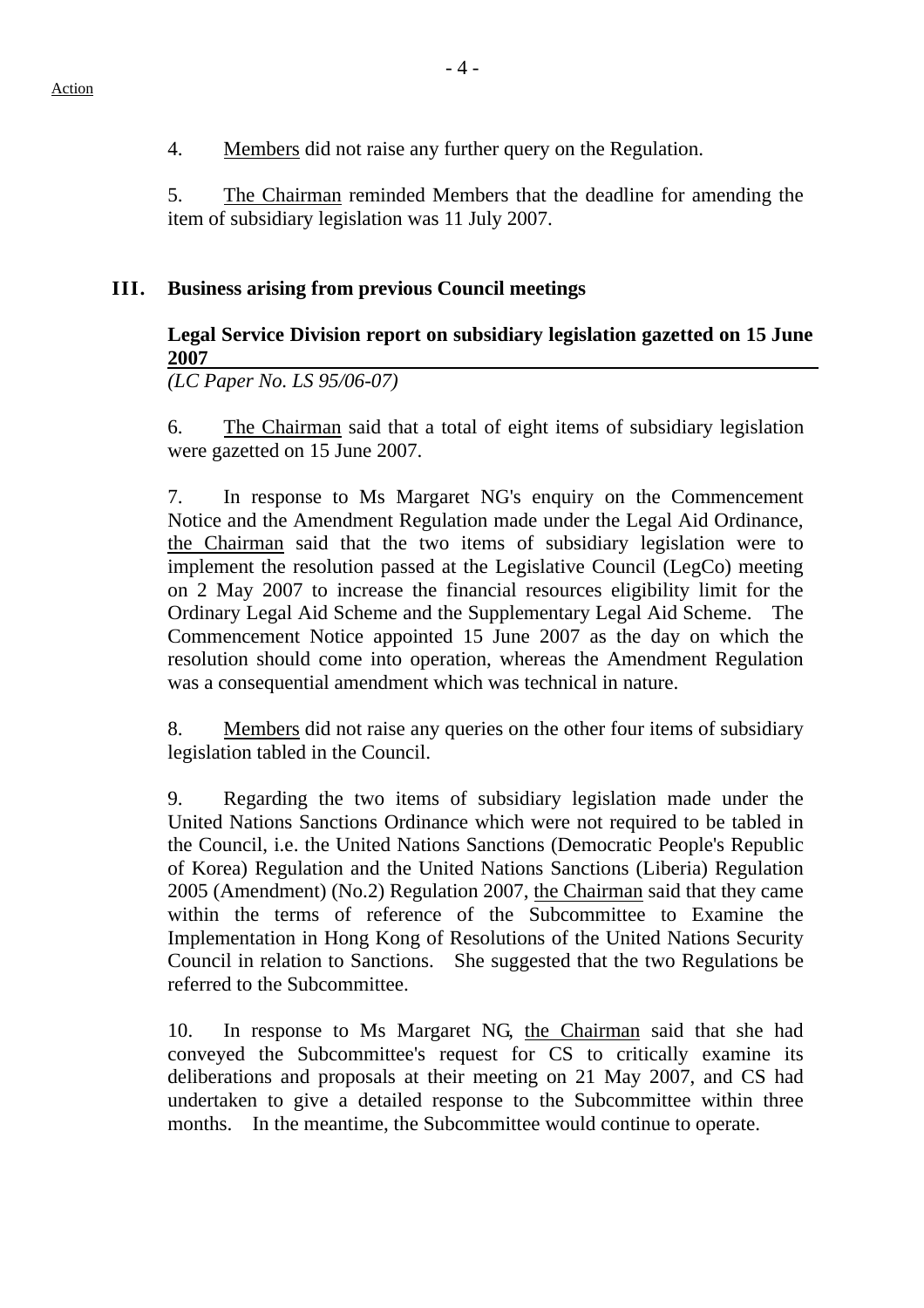4. Members did not raise any further query on the Regulation.

5. The Chairman reminded Members that the deadline for amending the item of subsidiary legislation was 11 July 2007.

## III. Business arising from previous Council meetings

**Legal Service Division report on subsidiary legislation gazetted on 15 June 2007**
*(LC Paper No. LS 95/06-07)*

6. The Chairman said that a total of eight items of subsidiary legislation were gazetted on 15 June 2007.

7. In response to Ms Margaret NG's enquiry on the Commencement Notice and the Amendment Regulation made under the Legal Aid Ordinance, the Chairman said that the two items of subsidiary legislation were to implement the resolution passed at the Legislative Council (LegCo) meeting on 2 May 2007 to increase the financial resources eligibility limit for the Ordinary Legal Aid Scheme and the Supplementary Legal Aid Scheme. The Commencement Notice appointed 15 June 2007 as the day on which the resolution should come into operation, whereas the Amendment Regulation was a consequential amendment which was technical in nature.

8. Members did not raise any queries on the other four items of subsidiary legislation tabled in the Council.

9. Regarding the two items of subsidiary legislation made under the United Nations Sanctions Ordinance which were not required to be tabled in the Council, i.e. the United Nations Sanctions (Democratic People's Republic of Korea) Regulation and the United Nations Sanctions (Liberia) Regulation 2005 (Amendment) (No.2) Regulation 2007, the Chairman said that they came within the terms of reference of the Subcommittee to Examine the Implementation in Hong Kong of Resolutions of the United Nations Security Council in relation to Sanctions. She suggested that the two Regulations be referred to the Subcommittee.

10. In response to Ms Margaret NG, the Chairman said that she had conveyed the Subcommittee's request for CS to critically examine its deliberations and proposals at their meeting on 21 May 2007, and CS had undertaken to give a detailed response to the Subcommittee within three months. In the meantime, the Subcommittee would continue to operate.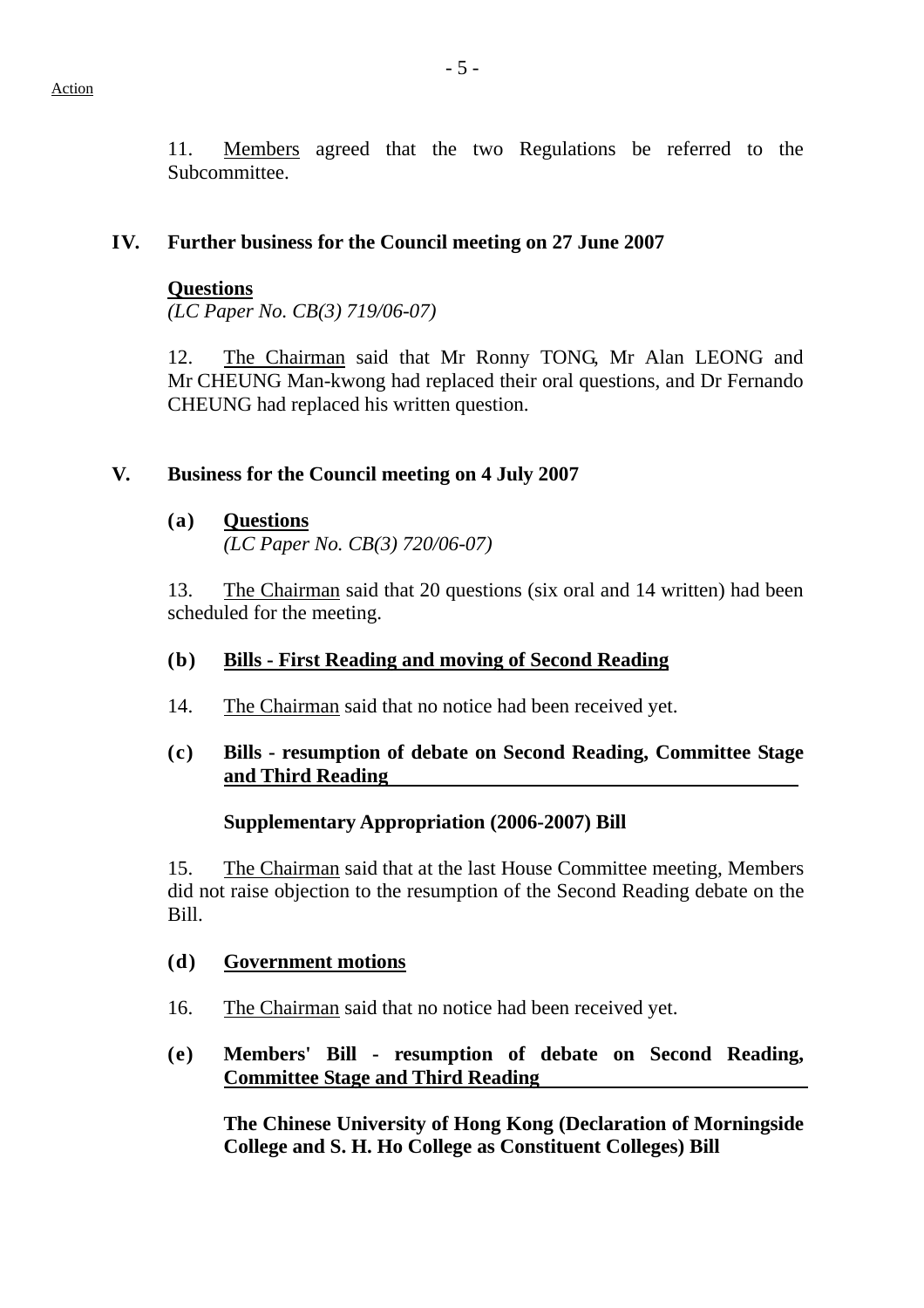Action

11. Members agreed that the two Regulations be referred to the Subcommittee.

## IV. Further business for the Council meeting on 27 June 2007

**Questions**
*(LC Paper No. CB(3) 719/06-07)*

12. The Chairman said that Mr Ronny TONG, Mr Alan LEONG and Mr CHEUNG Man-kwong had replaced their oral questions, and Dr Fernando CHEUNG had replaced his written question.

## V. Business for the Council meeting on 4 July 2007

### (a) Questions
*(LC Paper No. CB(3) 720/06-07)*

13. The Chairman said that 20 questions (six oral and 14 written) had been scheduled for the meeting.

### (b) Bills - First Reading and moving of Second Reading

14. The Chairman said that no notice had been received yet.

### (c) Bills - resumption of debate on Second Reading, Committee Stage and Third Reading

**Supplementary Appropriation (2006-2007) Bill**

15. The Chairman said that at the last House Committee meeting, Members did not raise objection to the resumption of the Second Reading debate on the Bill.

### (d) Government motions

16. The Chairman said that no notice had been received yet.

### (e) Members' Bill - resumption of debate on Second Reading, Committee Stage and Third Reading

**The Chinese University of Hong Kong (Declaration of Morningside College and S. H. Ho College as Constituent Colleges) Bill**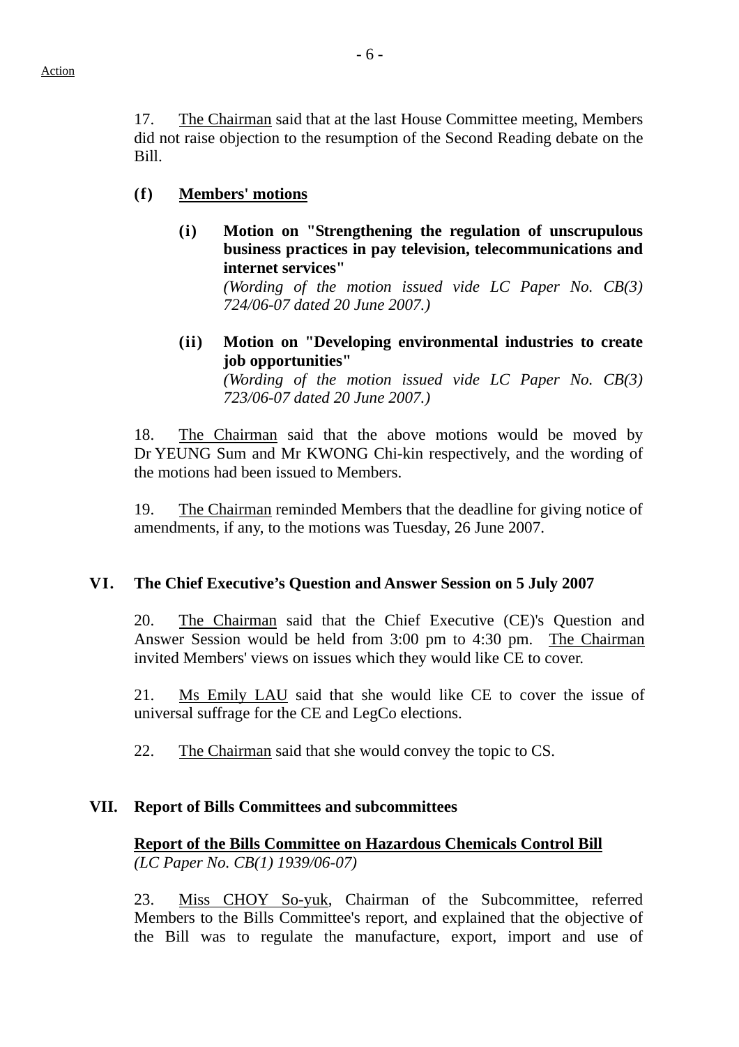Action

17. The Chairman said that at the last House Committee meeting, Members did not raise objection to the resumption of the Second Reading debate on the Bill.

**(f) Members' motions**

**(i) Motion on "Strengthening the regulation of unscrupulous business practices in pay television, telecommunications and internet services"**
*(Wording of the motion issued vide LC Paper No. CB(3) 724/06-07 dated 20 June 2007.)*

**(ii) Motion on "Developing environmental industries to create job opportunities"**
*(Wording of the motion issued vide LC Paper No. CB(3) 723/06-07 dated 20 June 2007.)*

18. The Chairman said that the above motions would be moved by Dr YEUNG Sum and Mr KWONG Chi-kin respectively, and the wording of the motions had been issued to Members.

19. The Chairman reminded Members that the deadline for giving notice of amendments, if any, to the motions was Tuesday, 26 June 2007.

## VI. The Chief Executive's Question and Answer Session on 5 July 2007

20. The Chairman said that the Chief Executive (CE)'s Question and Answer Session would be held from 3:00 pm to 4:30 pm. The Chairman invited Members' views on issues which they would like CE to cover.

21. Ms Emily LAU said that she would like CE to cover the issue of universal suffrage for the CE and LegCo elections.

22. The Chairman said that she would convey the topic to CS.

## VII. Report of Bills Committees and subcommittees

**Report of the Bills Committee on Hazardous Chemicals Control Bill**
*(LC Paper No. CB(1) 1939/06-07)*

23. Miss CHOY So-yuk, Chairman of the Subcommittee, referred Members to the Bills Committee's report, and explained that the objective of the Bill was to regulate the manufacture, export, import and use of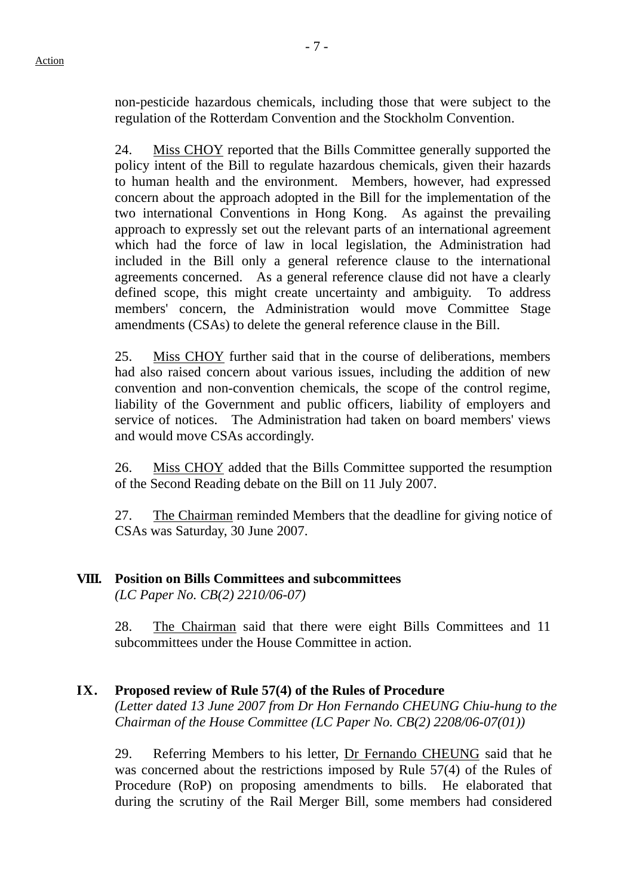non-pesticide hazardous chemicals, including those that were subject to the regulation of the Rotterdam Convention and the Stockholm Convention.

24. Miss CHOY reported that the Bills Committee generally supported the policy intent of the Bill to regulate hazardous chemicals, given their hazards to human health and the environment. Members, however, had expressed concern about the approach adopted in the Bill for the implementation of the two international Conventions in Hong Kong. As against the prevailing approach to expressly set out the relevant parts of an international agreement which had the force of law in local legislation, the Administration had included in the Bill only a general reference clause to the international agreements concerned. As a general reference clause did not have a clearly defined scope, this might create uncertainty and ambiguity. To address members' concern, the Administration would move Committee Stage amendments (CSAs) to delete the general reference clause in the Bill.

25. Miss CHOY further said that in the course of deliberations, members had also raised concern about various issues, including the addition of new convention and non-convention chemicals, the scope of the control regime, liability of the Government and public officers, liability of employers and service of notices. The Administration had taken on board members' views and would move CSAs accordingly.

26. Miss CHOY added that the Bills Committee supported the resumption of the Second Reading debate on the Bill on 11 July 2007.

27. The Chairman reminded Members that the deadline for giving notice of CSAs was Saturday, 30 June 2007.

## VIII. Position on Bills Committees and subcommittees

*(LC Paper No. CB(2) 2210/06-07)*

28. The Chairman said that there were eight Bills Committees and 11 subcommittees under the House Committee in action.

## IX. Proposed review of Rule 57(4) of the Rules of Procedure

*(Letter dated 13 June 2007 from Dr Hon Fernando CHEUNG Chiu-hung to the Chairman of the House Committee (LC Paper No. CB(2) 2208/06-07(01))*

29. Referring Members to his letter, Dr Fernando CHEUNG said that he was concerned about the restrictions imposed by Rule 57(4) of the Rules of Procedure (RoP) on proposing amendments to bills. He elaborated that during the scrutiny of the Rail Merger Bill, some members had considered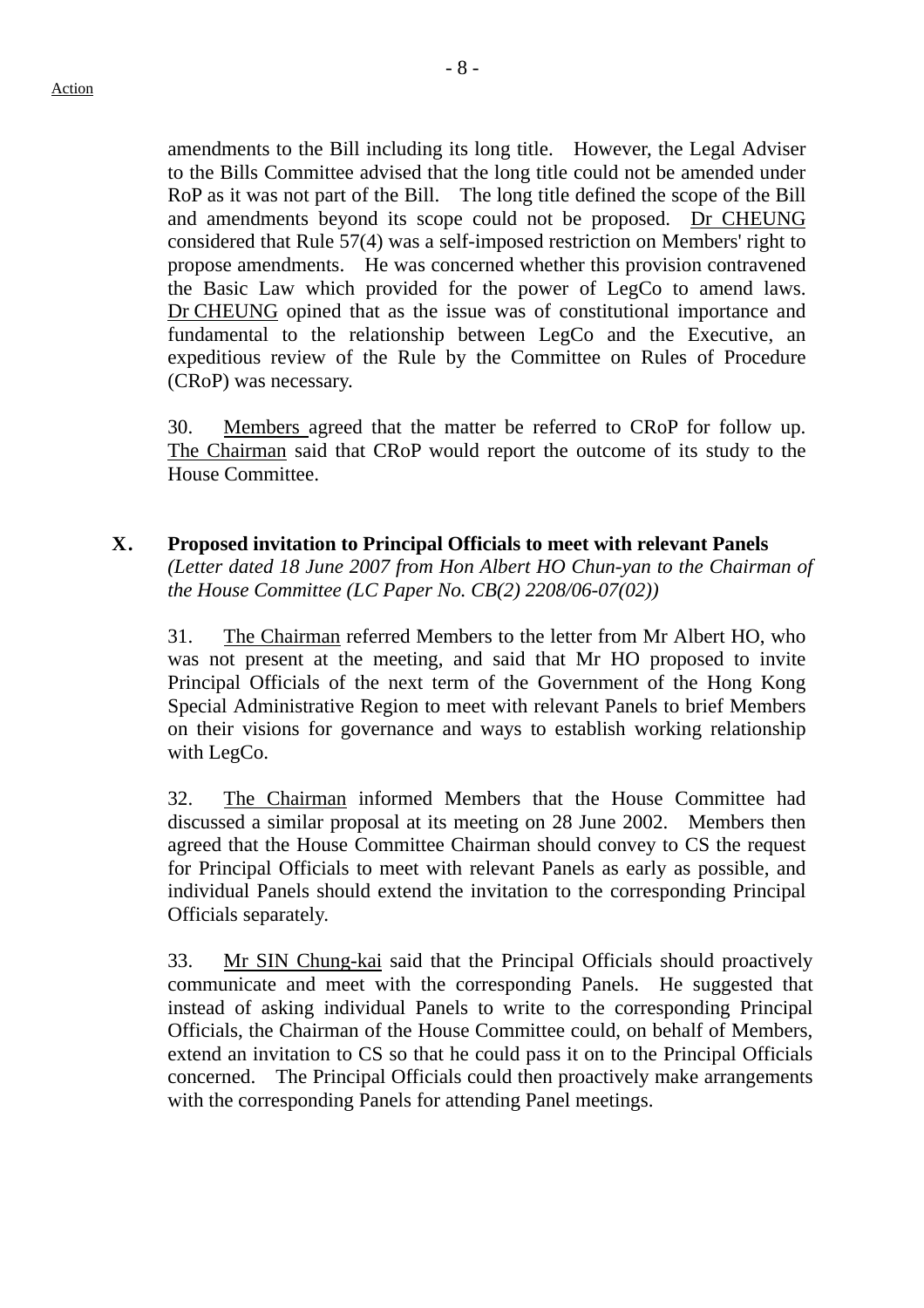amendments to the Bill including its long title. However, the Legal Adviser to the Bills Committee advised that the long title could not be amended under RoP as it was not part of the Bill. The long title defined the scope of the Bill and amendments beyond its scope could not be proposed. Dr CHEUNG considered that Rule 57(4) was a self-imposed restriction on Members' right to propose amendments. He was concerned whether this provision contravened the Basic Law which provided for the power of LegCo to amend laws. Dr CHEUNG opined that as the issue was of constitutional importance and fundamental to the relationship between LegCo and the Executive, an expeditious review of the Rule by the Committee on Rules of Procedure (CRoP) was necessary.

30. Members agreed that the matter be referred to CRoP for follow up. The Chairman said that CRoP would report the outcome of its study to the House Committee.

## X. Proposed invitation to Principal Officials to meet with relevant Panels

*(Letter dated 18 June 2007 from Hon Albert HO Chun-yan to the Chairman of the House Committee (LC Paper No. CB(2) 2208/06-07(02))*

31. The Chairman referred Members to the letter from Mr Albert HO, who was not present at the meeting, and said that Mr HO proposed to invite Principal Officials of the next term of the Government of the Hong Kong Special Administrative Region to meet with relevant Panels to brief Members on their visions for governance and ways to establish working relationship with LegCo.

32. The Chairman informed Members that the House Committee had discussed a similar proposal at its meeting on 28 June 2002. Members then agreed that the House Committee Chairman should convey to CS the request for Principal Officials to meet with relevant Panels as early as possible, and individual Panels should extend the invitation to the corresponding Principal Officials separately.

33. Mr SIN Chung-kai said that the Principal Officials should proactively communicate and meet with the corresponding Panels. He suggested that instead of asking individual Panels to write to the corresponding Principal Officials, the Chairman of the House Committee could, on behalf of Members, extend an invitation to CS so that he could pass it on to the Principal Officials concerned. The Principal Officials could then proactively make arrangements with the corresponding Panels for attending Panel meetings.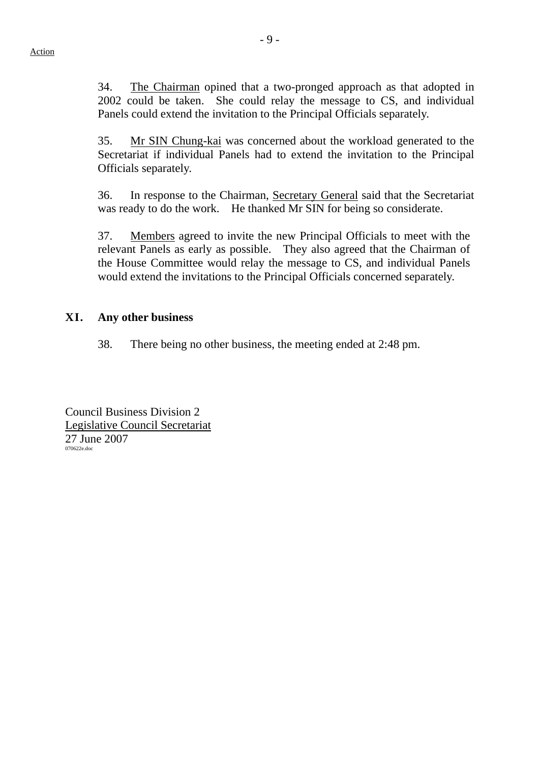Action

34. The Chairman opined that a two-pronged approach as that adopted in 2002 could be taken. She could relay the message to CS, and individual Panels could extend the invitation to the Principal Officials separately.

35. Mr SIN Chung-kai was concerned about the workload generated to the Secretariat if individual Panels had to extend the invitation to the Principal Officials separately.

36. In response to the Chairman, Secretary General said that the Secretariat was ready to do the work. He thanked Mr SIN for being so considerate.

37. Members agreed to invite the new Principal Officials to meet with the relevant Panels as early as possible. They also agreed that the Chairman of the House Committee would relay the message to CS, and individual Panels would extend the invitations to the Principal Officials concerned separately.

## XI. Any other business

38. There being no other business, the meeting ended at 2:48 pm.

Council Business Division 2
Legislative Council Secretariat
27 June 2007
070622e.doc